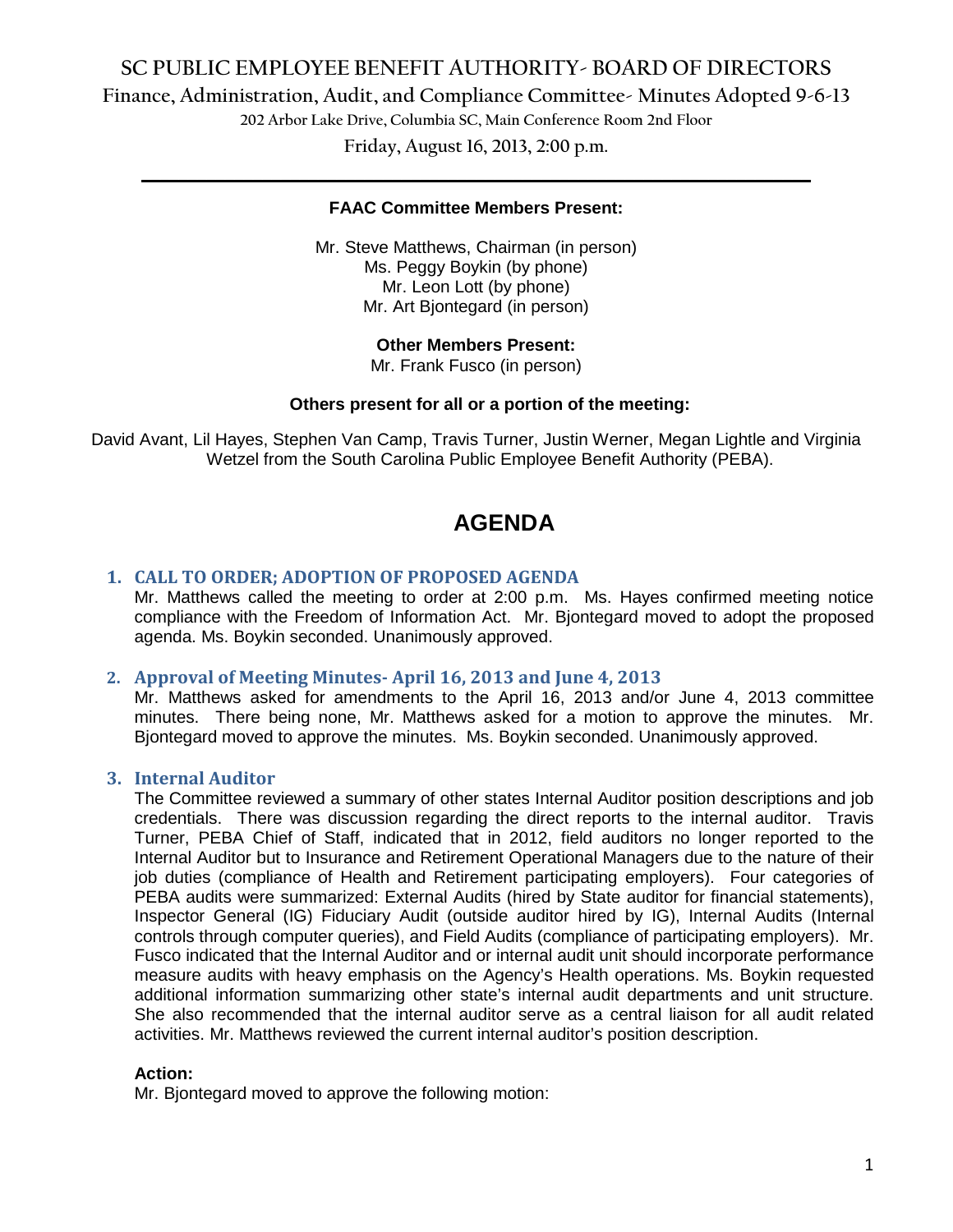# SC PUBLIC EMPLOYEE BENEFIT AUTHORITY- BOARD OF DIRECTORS

## Finance, Administration, Audit, and Compliance Committee- Minutes Adopted 9-6-13

202 Arbor Lake Drive, Columbia SC, Main Conference Room 2nd Floor

Friday, August 16, 2013, 2:00 p.m.

---

**FAAC Committee Members Present:**

Mr. Steve Matthews, Chairman (in person)
Ms. Peggy Boykin (by phone)
Mr. Leon Lott (by phone)
Mr. Art Bjontegard (in person)

**Other Members Present:**

Mr. Frank Fusco (in person)

**Others present for all or a portion of the meeting:**

David Avant, Lil Hayes, Stephen Van Camp, Travis Turner, Justin Werner, Megan Lightle and Virginia Wetzel from the South Carolina Public Employee Benefit Authority (PEBA).

# AGENDA

### 1. CALL TO ORDER; ADOPTION OF PROPOSED AGENDA

Mr. Matthews called the meeting to order at 2:00 p.m. Ms. Hayes confirmed meeting notice compliance with the Freedom of Information Act. Mr. Bjontegard moved to adopt the proposed agenda. Ms. Boykin seconded. Unanimously approved.

### 2. Approval of Meeting Minutes- April 16, 2013 and June 4, 2013

Mr. Matthews asked for amendments to the April 16, 2013 and/or June 4, 2013 committee minutes. There being none, Mr. Matthews asked for a motion to approve the minutes. Mr. Bjontegard moved to approve the minutes. Ms. Boykin seconded. Unanimously approved.

### 3. Internal Auditor

The Committee reviewed a summary of other states Internal Auditor position descriptions and job credentials. There was discussion regarding the direct reports to the internal auditor. Travis Turner, PEBA Chief of Staff, indicated that in 2012, field auditors no longer reported to the Internal Auditor but to Insurance and Retirement Operational Managers due to the nature of their job duties (compliance of Health and Retirement participating employers). Four categories of PEBA audits were summarized: External Audits (hired by State auditor for financial statements), Inspector General (IG) Fiduciary Audit (outside auditor hired by IG), Internal Audits (Internal controls through computer queries), and Field Audits (compliance of participating employers). Mr. Fusco indicated that the Internal Auditor and or internal audit unit should incorporate performance measure audits with heavy emphasis on the Agency's Health operations. Ms. Boykin requested additional information summarizing other state's internal audit departments and unit structure. She also recommended that the internal auditor serve as a central liaison for all audit related activities. Mr. Matthews reviewed the current internal auditor's position description.

**Action:**

Mr. Bjontegard moved to approve the following motion: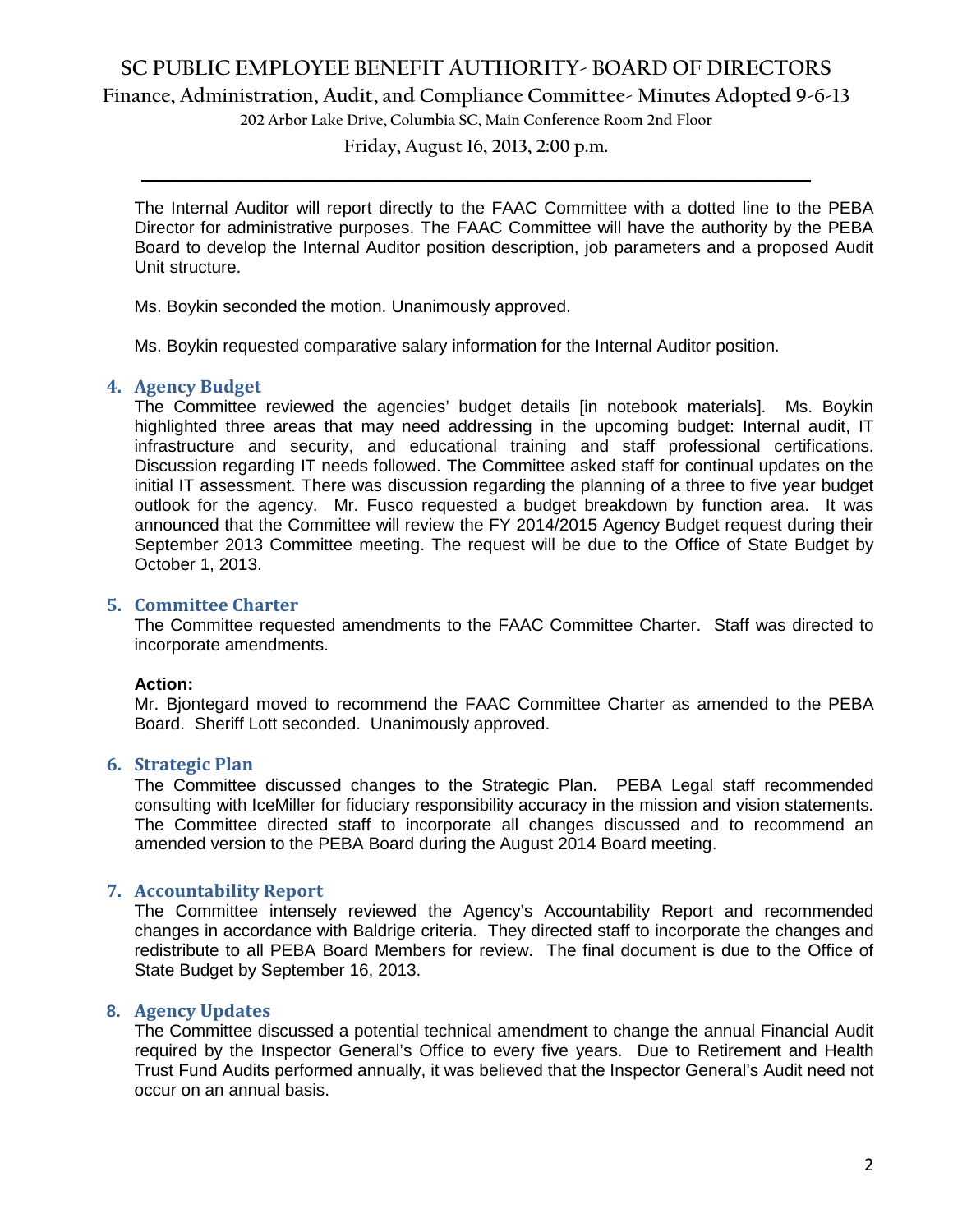The Internal Auditor will report directly to the FAAC Committee with a dotted line to the PEBA Director for administrative purposes. The FAAC Committee will have the authority by the PEBA Board to develop the Internal Auditor position description, job parameters and a proposed Audit Unit structure.

Ms. Boykin seconded the motion. Unanimously approved.

Ms. Boykin requested comparative salary information for the Internal Auditor position.

## 4. Agency Budget

The Committee reviewed the agencies' budget details [in notebook materials]. Ms. Boykin highlighted three areas that may need addressing in the upcoming budget: Internal audit, IT infrastructure and security, and educational training and staff professional certifications. Discussion regarding IT needs followed. The Committee asked staff for continual updates on the initial IT assessment. There was discussion regarding the planning of a three to five year budget outlook for the agency. Mr. Fusco requested a budget breakdown by function area. It was announced that the Committee will review the FY 2014/2015 Agency Budget request during their September 2013 Committee meeting. The request will be due to the Office of State Budget by October 1, 2013.

## 5. Committee Charter

The Committee requested amendments to the FAAC Committee Charter. Staff was directed to incorporate amendments.

**Action:**

Mr. Bjontegard moved to recommend the FAAC Committee Charter as amended to the PEBA Board. Sheriff Lott seconded. Unanimously approved.

## 6. Strategic Plan

The Committee discussed changes to the Strategic Plan. PEBA Legal staff recommended consulting with IceMiller for fiduciary responsibility accuracy in the mission and vision statements. The Committee directed staff to incorporate all changes discussed and to recommend an amended version to the PEBA Board during the August 2014 Board meeting.

## 7. Accountability Report

The Committee intensely reviewed the Agency's Accountability Report and recommended changes in accordance with Baldrige criteria. They directed staff to incorporate the changes and redistribute to all PEBA Board Members for review. The final document is due to the Office of State Budget by September 16, 2013.

## 8. Agency Updates

The Committee discussed a potential technical amendment to change the annual Financial Audit required by the Inspector General's Office to every five years. Due to Retirement and Health Trust Fund Audits performed annually, it was believed that the Inspector General's Audit need not occur on an annual basis.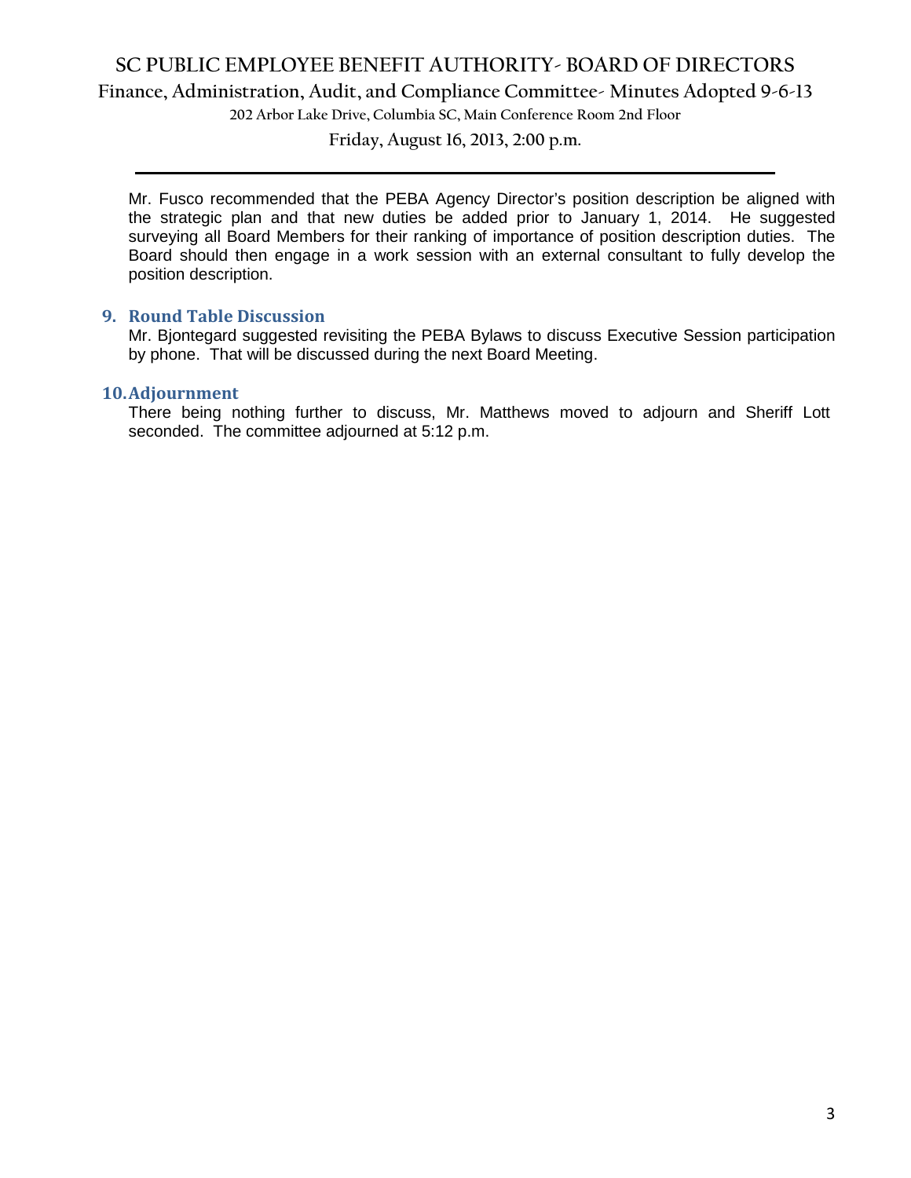Mr. Fusco recommended that the PEBA Agency Director's position description be aligned with the strategic plan and that new duties be added prior to January 1, 2014. He suggested surveying all Board Members for their ranking of importance of position description duties. The Board should then engage in a work session with an external consultant to fully develop the position description.

## 9. Round Table Discussion

Mr. Bjontegard suggested revisiting the PEBA Bylaws to discuss Executive Session participation by phone. That will be discussed during the next Board Meeting.

## 10. Adjournment

There being nothing further to discuss, Mr. Matthews moved to adjourn and Sheriff Lott seconded. The committee adjourned at 5:12 p.m.